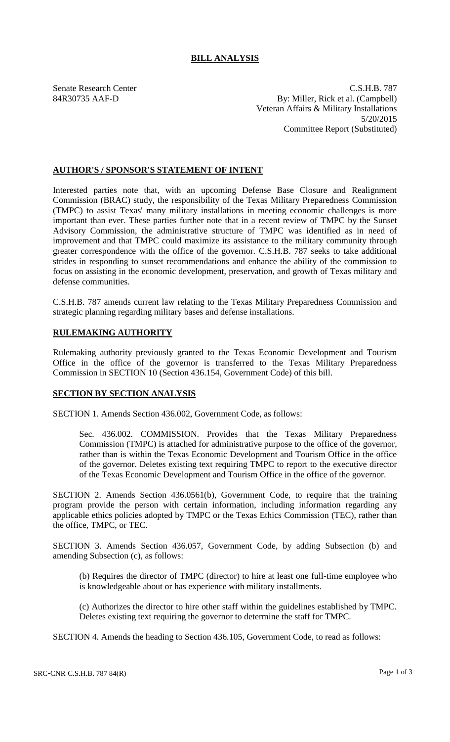# BILL ANALYSIS

Senate Research Center
84R30735 AAF-D

C.S.H.B. 787
By: Miller, Rick et al. (Campbell)
Veteran Affairs & Military Installations
5/20/2015
Committee Report (Substituted)

## AUTHOR'S / SPONSOR'S STATEMENT OF INTENT

Interested parties note that, with an upcoming Defense Base Closure and Realignment Commission (BRAC) study, the responsibility of the Texas Military Preparedness Commission (TMPC) to assist Texas' many military installations in meeting economic challenges is more important than ever. These parties further note that in a recent review of TMPC by the Sunset Advisory Commission, the administrative structure of TMPC was identified as in need of improvement and that TMPC could maximize its assistance to the military community through greater correspondence with the office of the governor. C.S.H.B. 787 seeks to take additional strides in responding to sunset recommendations and enhance the ability of the commission to focus on assisting in the economic development, preservation, and growth of Texas military and defense communities.

C.S.H.B. 787 amends current law relating to the Texas Military Preparedness Commission and strategic planning regarding military bases and defense installations.

## RULEMAKING AUTHORITY

Rulemaking authority previously granted to the Texas Economic Development and Tourism Office in the office of the governor is transferred to the Texas Military Preparedness Commission in SECTION 10 (Section 436.154, Government Code) of this bill.

## SECTION BY SECTION ANALYSIS

SECTION 1. Amends Section 436.002, Government Code, as follows:

Sec. 436.002. COMMISSION. Provides that the Texas Military Preparedness Commission (TMPC) is attached for administrative purpose to the office of the governor, rather than is within the Texas Economic Development and Tourism Office in the office of the governor. Deletes existing text requiring TMPC to report to the executive director of the Texas Economic Development and Tourism Office in the office of the governor.

SECTION 2. Amends Section 436.0561(b), Government Code, to require that the training program provide the person with certain information, including information regarding any applicable ethics policies adopted by TMPC or the Texas Ethics Commission (TEC), rather than the office, TMPC, or TEC.

SECTION 3. Amends Section 436.057, Government Code, by adding Subsection (b) and amending Subsection (c), as follows:

(b) Requires the director of TMPC (director) to hire at least one full-time employee who is knowledgeable about or has experience with military installments.

(c) Authorizes the director to hire other staff within the guidelines established by TMPC. Deletes existing text requiring the governor to determine the staff for TMPC.

SECTION 4. Amends the heading to Section 436.105, Government Code, to read as follows: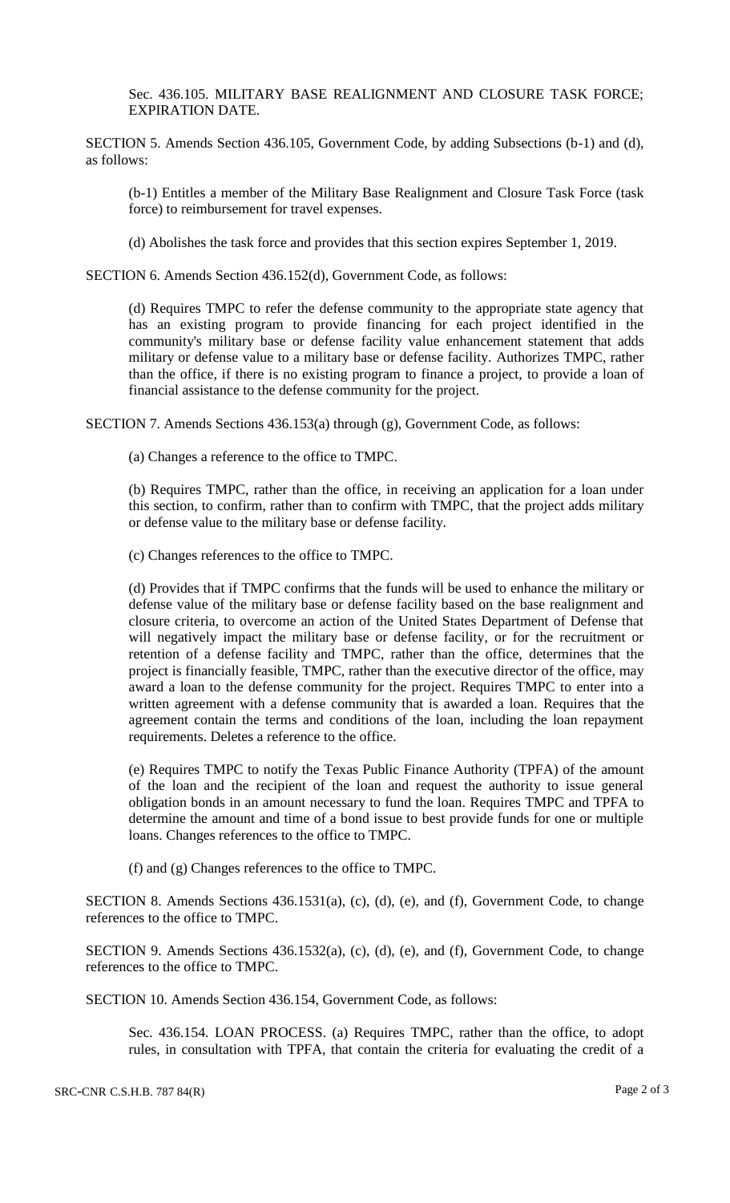Sec. 436.105. MILITARY BASE REALIGNMENT AND CLOSURE TASK FORCE; EXPIRATION DATE.

SECTION 5. Amends Section 436.105, Government Code, by adding Subsections (b-1) and (d), as follows:

(b-1) Entitles a member of the Military Base Realignment and Closure Task Force (task force) to reimbursement for travel expenses.

(d) Abolishes the task force and provides that this section expires September 1, 2019.

SECTION 6. Amends Section 436.152(d), Government Code, as follows:

(d) Requires TMPC to refer the defense community to the appropriate state agency that has an existing program to provide financing for each project identified in the community's military base or defense facility value enhancement statement that adds military or defense value to a military base or defense facility. Authorizes TMPC, rather than the office, if there is no existing program to finance a project, to provide a loan of financial assistance to the defense community for the project.

SECTION 7. Amends Sections 436.153(a) through (g), Government Code, as follows:

(a) Changes a reference to the office to TMPC.

(b) Requires TMPC, rather than the office, in receiving an application for a loan under this section, to confirm, rather than to confirm with TMPC, that the project adds military or defense value to the military base or defense facility.

(c) Changes references to the office to TMPC.

(d) Provides that if TMPC confirms that the funds will be used to enhance the military or defense value of the military base or defense facility based on the base realignment and closure criteria, to overcome an action of the United States Department of Defense that will negatively impact the military base or defense facility, or for the recruitment or retention of a defense facility and TMPC, rather than the office, determines that the project is financially feasible, TMPC, rather than the executive director of the office, may award a loan to the defense community for the project. Requires TMPC to enter into a written agreement with a defense community that is awarded a loan. Requires that the agreement contain the terms and conditions of the loan, including the loan repayment requirements. Deletes a reference to the office.

(e) Requires TMPC to notify the Texas Public Finance Authority (TPFA) of the amount of the loan and the recipient of the loan and request the authority to issue general obligation bonds in an amount necessary to fund the loan. Requires TMPC and TPFA to determine the amount and time of a bond issue to best provide funds for one or multiple loans. Changes references to the office to TMPC.

(f) and (g) Changes references to the office to TMPC.

SECTION 8. Amends Sections 436.1531(a), (c), (d), (e), and (f), Government Code, to change references to the office to TMPC.

SECTION 9. Amends Sections 436.1532(a), (c), (d), (e), and (f), Government Code, to change references to the office to TMPC.

SECTION 10. Amends Section 436.154, Government Code, as follows:

Sec. 436.154. LOAN PROCESS. (a) Requires TMPC, rather than the office, to adopt rules, in consultation with TPFA, that contain the criteria for evaluating the credit of a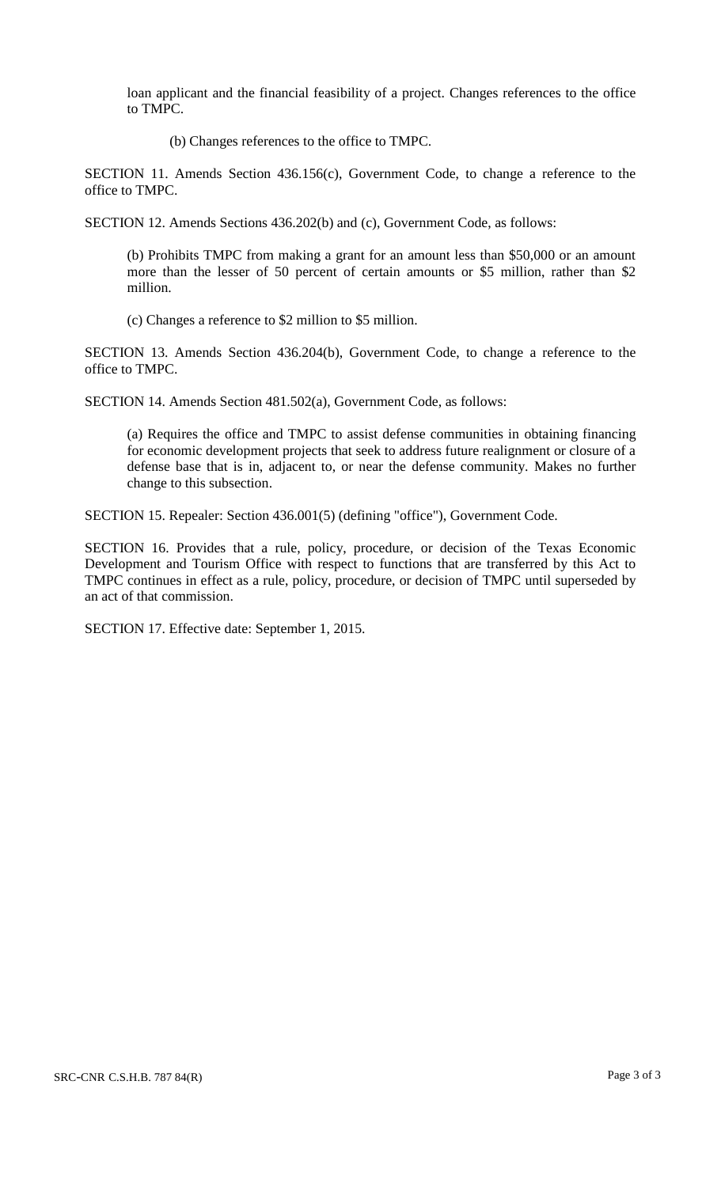loan applicant and the financial feasibility of a project. Changes references to the office to TMPC.

(b) Changes references to the office to TMPC.

SECTION 11. Amends Section 436.156(c), Government Code, to change a reference to the office to TMPC.

SECTION 12. Amends Sections 436.202(b) and (c), Government Code, as follows:

(b) Prohibits TMPC from making a grant for an amount less than $50,000 or an amount more than the lesser of 50 percent of certain amounts or $5 million, rather than $2 million.

(c) Changes a reference to $2 million to $5 million.

SECTION 13. Amends Section 436.204(b), Government Code, to change a reference to the office to TMPC.

SECTION 14. Amends Section 481.502(a), Government Code, as follows:

(a) Requires the office and TMPC to assist defense communities in obtaining financing for economic development projects that seek to address future realignment or closure of a defense base that is in, adjacent to, or near the defense community. Makes no further change to this subsection.

SECTION 15. Repealer: Section 436.001(5) (defining "office"), Government Code.

SECTION 16. Provides that a rule, policy, procedure, or decision of the Texas Economic Development and Tourism Office with respect to functions that are transferred by this Act to TMPC continues in effect as a rule, policy, procedure, or decision of TMPC until superseded by an act of that commission.

SECTION 17. Effective date: September 1, 2015.